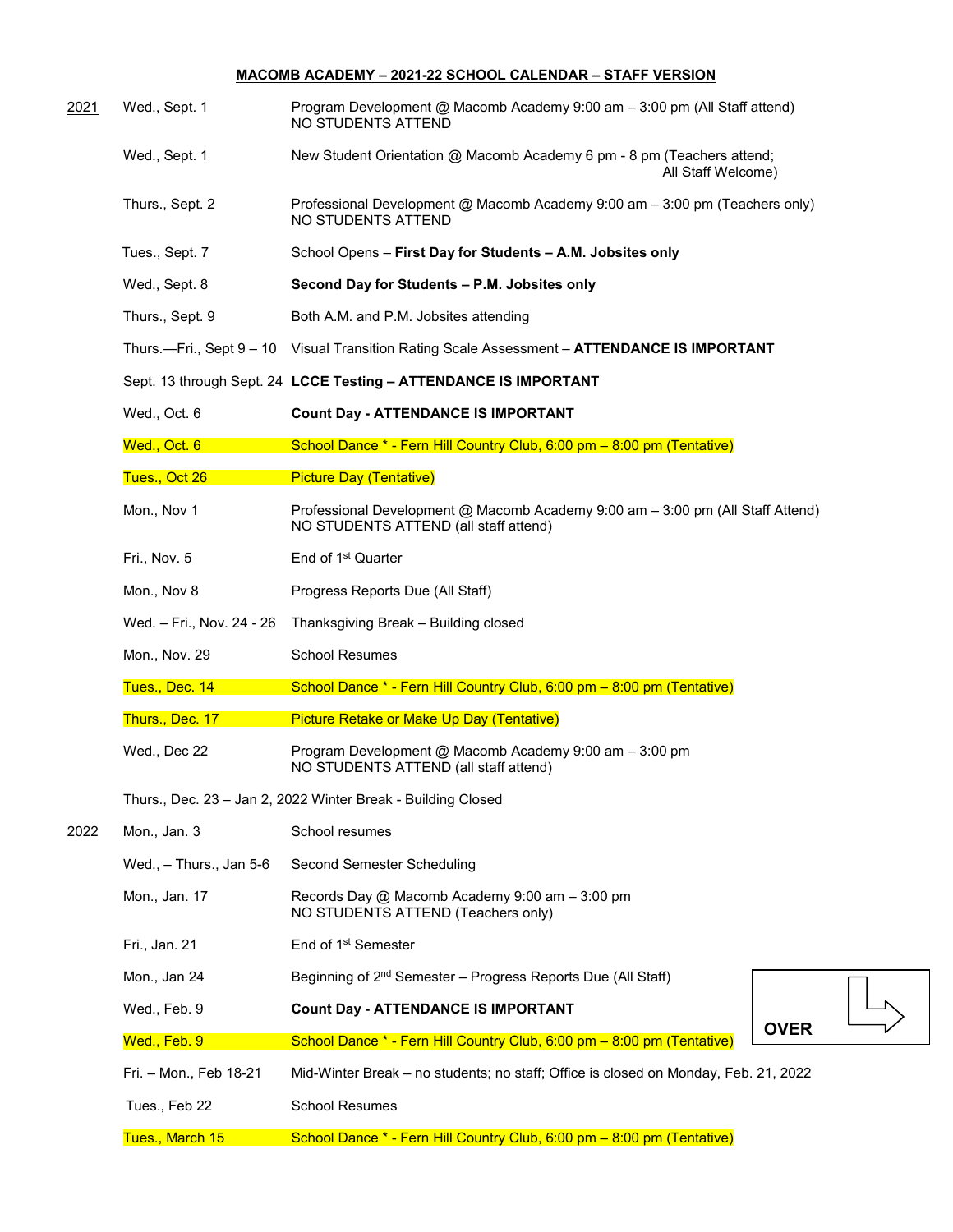**MACOMB ACADEMY – 2021-22 SCHOOL CALENDAR – STAFF VERSION**

| Year | Date | Event |
|---|---|---|
| 2021 | Wed., Sept. 1 | Program Development @ Macomb Academy 9:00 am – 3:00 pm (All Staff attend) NO STUDENTS ATTEND |
| | Wed., Sept. 1 | New Student Orientation @ Macomb Academy 6 pm - 8 pm (Teachers attend; All Staff Welcome) |
| | Thurs., Sept. 2 | Professional Development @ Macomb Academy 9:00 am – 3:00 pm (Teachers only) NO STUDENTS ATTEND |
| | Tues., Sept. 7 | School Opens – **First Day for Students – A.M. Jobsites only** |
| | Wed., Sept. 8 | **Second Day for Students – P.M. Jobsites only** |
| | Thurs., Sept. 9 | Both A.M. and P.M. Jobsites attending |
| | Thurs.—Fri., Sept 9 – 10 | Visual Transition Rating Scale Assessment – **ATTENDANCE IS IMPORTANT** |
| | Sept. 13 through Sept. 24 | **LCCE Testing – ATTENDANCE IS IMPORTANT** |
| | Wed., Oct. 6 | **Count Day - ATTENDANCE IS IMPORTANT** |
| | Wed., Oct. 6 | School Dance * - Fern Hill Country Club, 6:00 pm – 8:00 pm (Tentative) |
| | Tues., Oct 26 | Picture Day (Tentative) |
| | Mon., Nov 1 | Professional Development @ Macomb Academy 9:00 am – 3:00 pm (All Staff Attend) NO STUDENTS ATTEND (all staff attend) |
| | Fri., Nov. 5 | End of 1st Quarter |
| | Mon., Nov 8 | Progress Reports Due (All Staff) |
| | Wed. – Fri., Nov. 24 - 26 | Thanksgiving Break – Building closed |
| | Mon., Nov. 29 | School Resumes |
| | Tues., Dec. 14 | School Dance * - Fern Hill Country Club, 6:00 pm – 8:00 pm (Tentative) |
| | Thurs., Dec. 17 | Picture Retake or Make Up Day (Tentative) |
| | Wed., Dec 22 | Program Development @ Macomb Academy 9:00 am – 3:00 pm NO STUDENTS ATTEND (all staff attend) |
| | Thurs., Dec. 23 – Jan 2, 2022 | Winter Break - Building Closed |
| 2022 | Mon., Jan. 3 | School resumes |
| | Wed., – Thurs., Jan 5-6 | Second Semester Scheduling |
| | Mon., Jan. 17 | Records Day @ Macomb Academy 9:00 am – 3:00 pm NO STUDENTS ATTEND (Teachers only) |
| | Fri., Jan. 21 | End of 1st Semester |
| | Mon., Jan 24 | Beginning of 2nd Semester – Progress Reports Due (All Staff) |
| | Wed., Feb. 9 | **Count Day - ATTENDANCE IS IMPORTANT** |
| | Wed., Feb. 9 | School Dance * - Fern Hill Country Club, 6:00 pm – 8:00 pm (Tentative) |
| | Fri. – Mon., Feb 18-21 | Mid-Winter Break – no students; no staff; Office is closed on Monday, Feb. 21, 2022 |
| | Tues., Feb 22 | School Resumes |
| | Tues., March 15 | School Dance * - Fern Hill Country Club, 6:00 pm – 8:00 pm (Tentative) |

**OVER**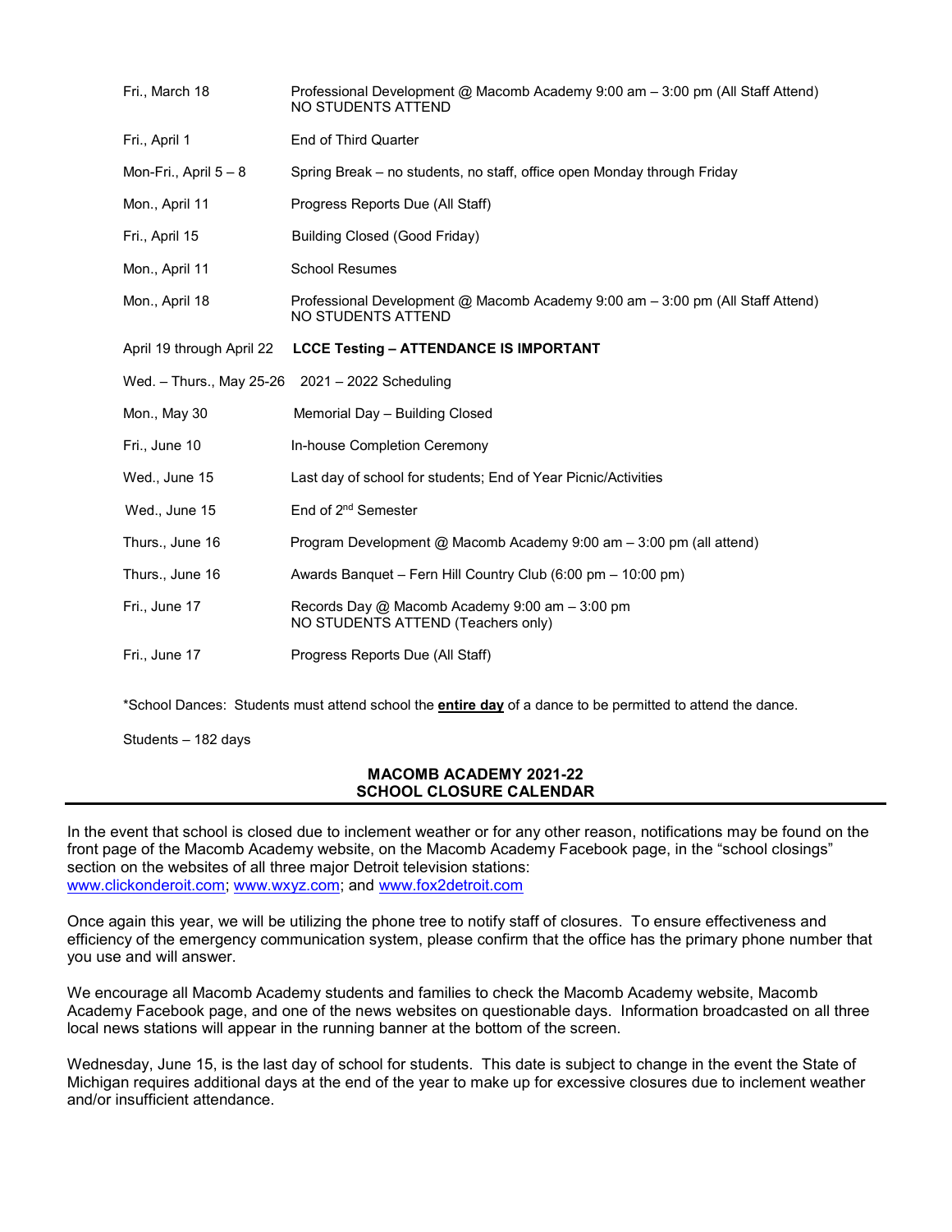| | |
|---|---|
| Fri., March 18 | Professional Development @ Macomb Academy 9:00 am – 3:00 pm (All Staff Attend) NO STUDENTS ATTEND |
| Fri., April 1 | End of Third Quarter |
| Mon-Fri., April 5 – 8 | Spring Break – no students, no staff, office open Monday through Friday |
| Mon., April 11 | Progress Reports Due (All Staff) |
| Fri., April 15 | Building Closed (Good Friday) |
| Mon., April 11 | School Resumes |
| Mon., April 18 | Professional Development @ Macomb Academy 9:00 am – 3:00 pm (All Staff Attend) NO STUDENTS ATTEND |
| April 19 through April 22 | **LCCE Testing – ATTENDANCE IS IMPORTANT** |
| Wed. – Thurs., May 25-26 | 2021 – 2022 Scheduling |
| Mon., May 30 | Memorial Day – Building Closed |
| Fri., June 10 | In-house Completion Ceremony |
| Wed., June 15 | Last day of school for students; End of Year Picnic/Activities |
| Wed., June 15 | End of 2nd Semester |
| Thurs., June 16 | Program Development @ Macomb Academy 9:00 am – 3:00 pm (all attend) |
| Thurs., June 16 | Awards Banquet – Fern Hill Country Club (6:00 pm – 10:00 pm) |
| Fri., June 17 | Records Day @ Macomb Academy 9:00 am – 3:00 pm NO STUDENTS ATTEND (Teachers only) |
| Fri., June 17 | Progress Reports Due (All Staff) |

*School Dances: Students must attend school the **entire day** of a dance to be permitted to attend the dance.

Students – 182 days

## MACOMB ACADEMY 2021-22 SCHOOL CLOSURE CALENDAR

In the event that school is closed due to inclement weather or for any other reason, notifications may be found on the front page of the Macomb Academy website, on the Macomb Academy Facebook page, in the "school closings" section on the websites of all three major Detroit television stations: www.clickonderoit.com; www.wxyz.com; and www.fox2detroit.com

Once again this year, we will be utilizing the phone tree to notify staff of closures. To ensure effectiveness and efficiency of the emergency communication system, please confirm that the office has the primary phone number that you use and will answer.

We encourage all Macomb Academy students and families to check the Macomb Academy website, Macomb Academy Facebook page, and one of the news websites on questionable days. Information broadcasted on all three local news stations will appear in the running banner at the bottom of the screen.

Wednesday, June 15, is the last day of school for students. This date is subject to change in the event the State of Michigan requires additional days at the end of the year to make up for excessive closures due to inclement weather and/or insufficient attendance.